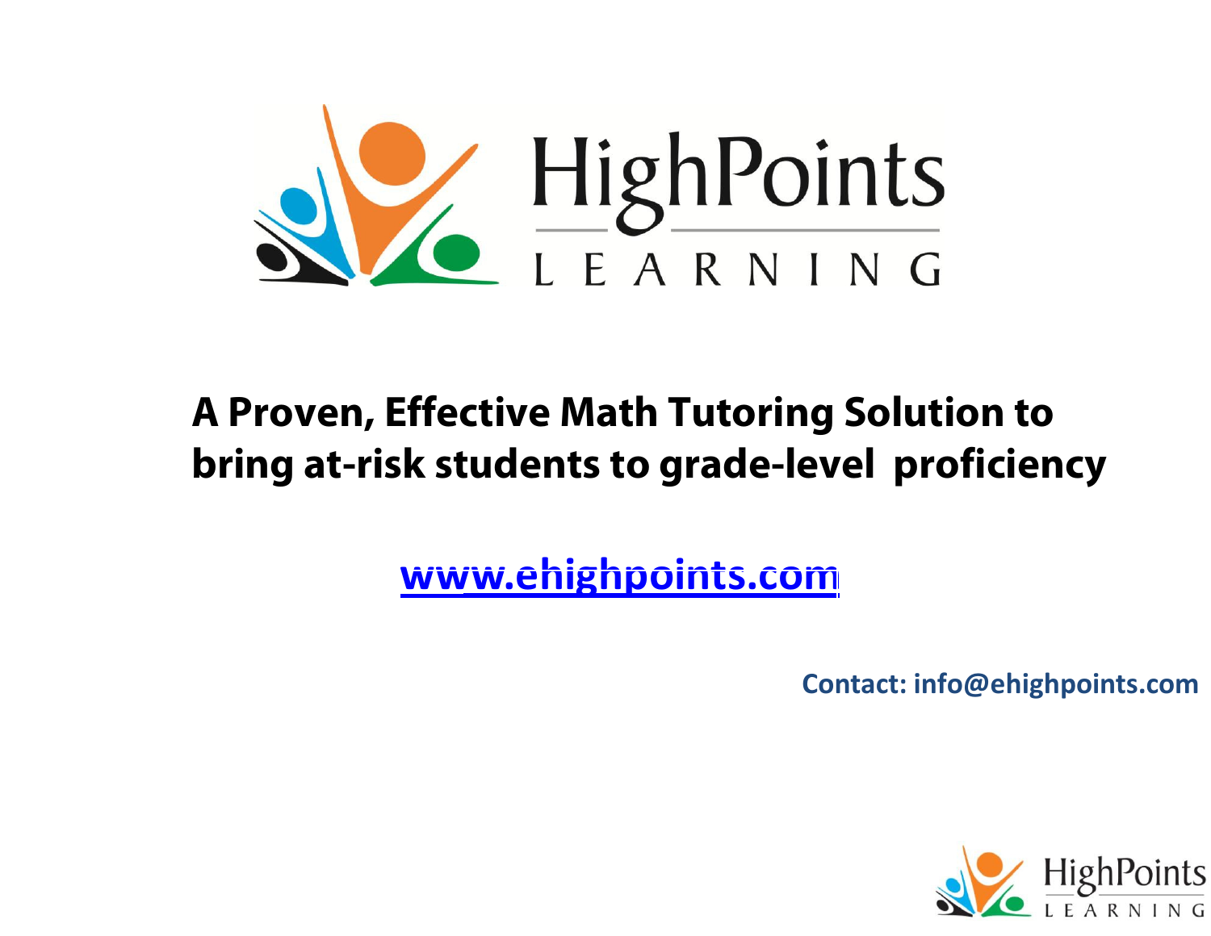# HighPoints LEARNING

## A Proven, Effective Math Tutoring Solution to bring at-risk students to grade-level proficiency

www.ehighpoints.com

**Contact: info@ehighpoints.com**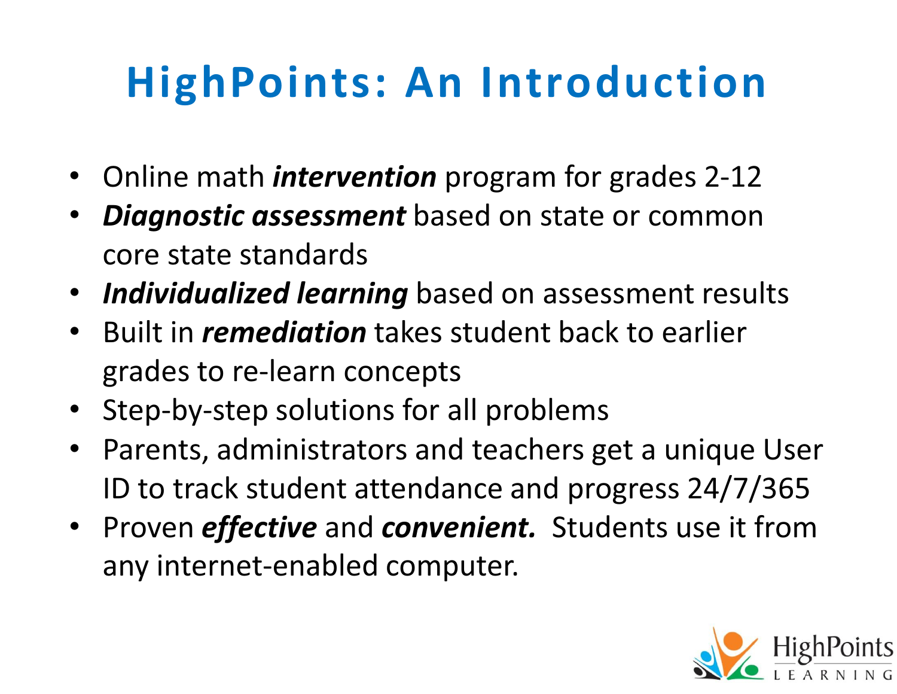# HighPoints: An Introduction

- Online math ***intervention*** program for grades 2-12
- ***Diagnostic assessment*** based on state or common core state standards
- ***Individualized learning*** based on assessment results
- Built in ***remediation*** takes student back to earlier grades to re-learn concepts
- Step-by-step solutions for all problems
- Parents, administrators and teachers get a unique User ID to track student attendance and progress 24/7/365
- Proven ***effective*** and ***convenient.*** Students use it from any internet-enabled computer.

HighPoints LEARNING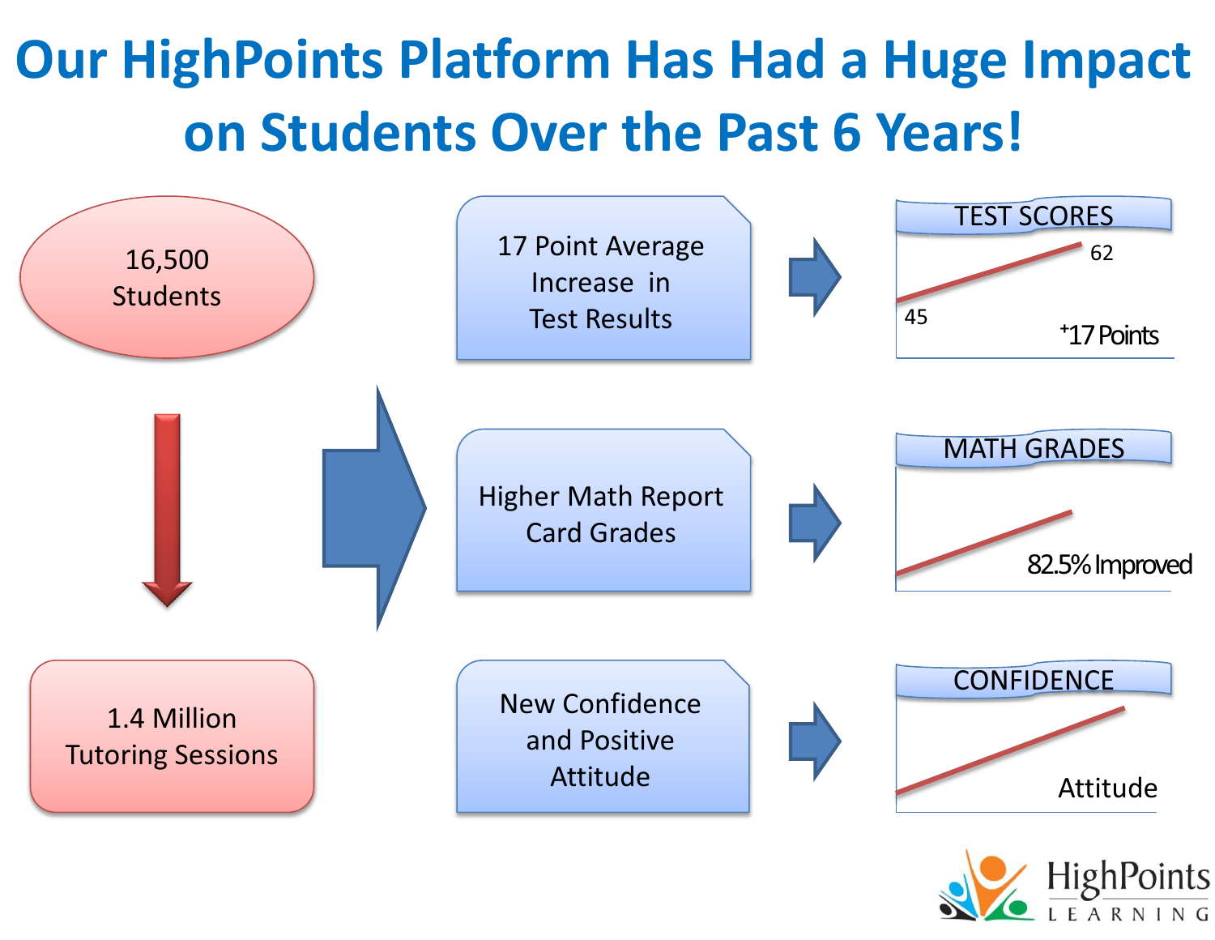# Our HighPoints Platform Has Had a Huge Impact on Students Over the Past 6 Years!

16,500 Students

1.4 Million Tutoring Sessions

17 Point Average Increase in Test Results

**TEST SCORES**

45 → 62

+17 Points

Higher Math Report Card Grades

**MATH GRADES**

82.5% Improved

New Confidence and Positive Attitude

**CONFIDENCE**

Attitude

HighPoints LEARNING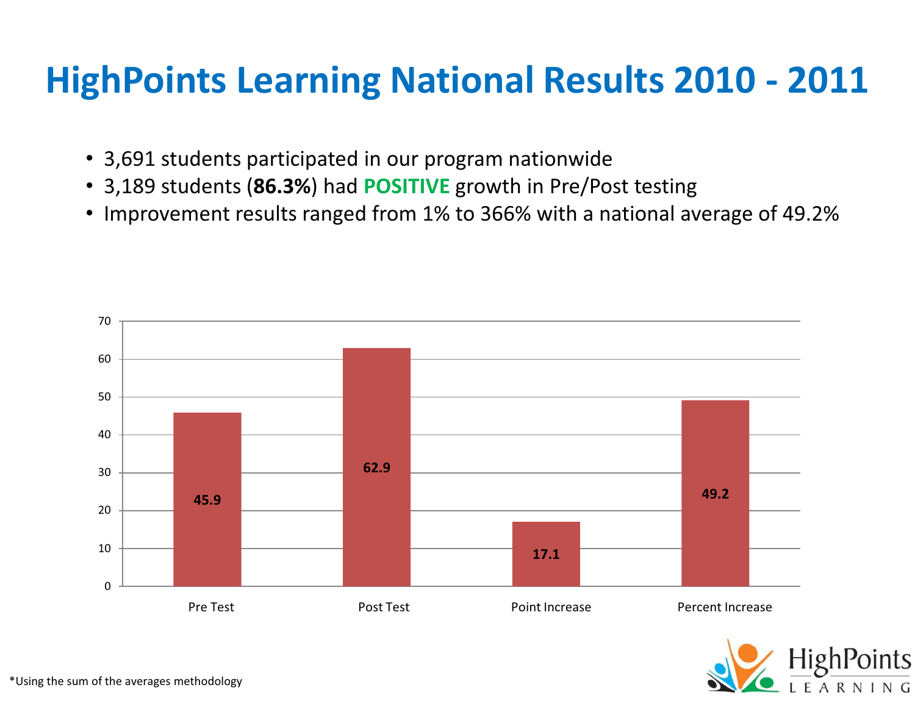# HighPoints Learning National Results 2010 - 2011

- 3,691 students participated in our program nationwide
- 3,189 students (**86.3%**) had **POSITIVE** growth in Pre/Post testing
- Improvement results ranged from 1% to 366% with a national average of 49.2%

| Pre Test | Post Test | Point Increase | Percent Increase |
|---|---|---|---|
| 45.9 | 62.9 | 17.1 | 49.2 |

*Using the sum of the averages methodology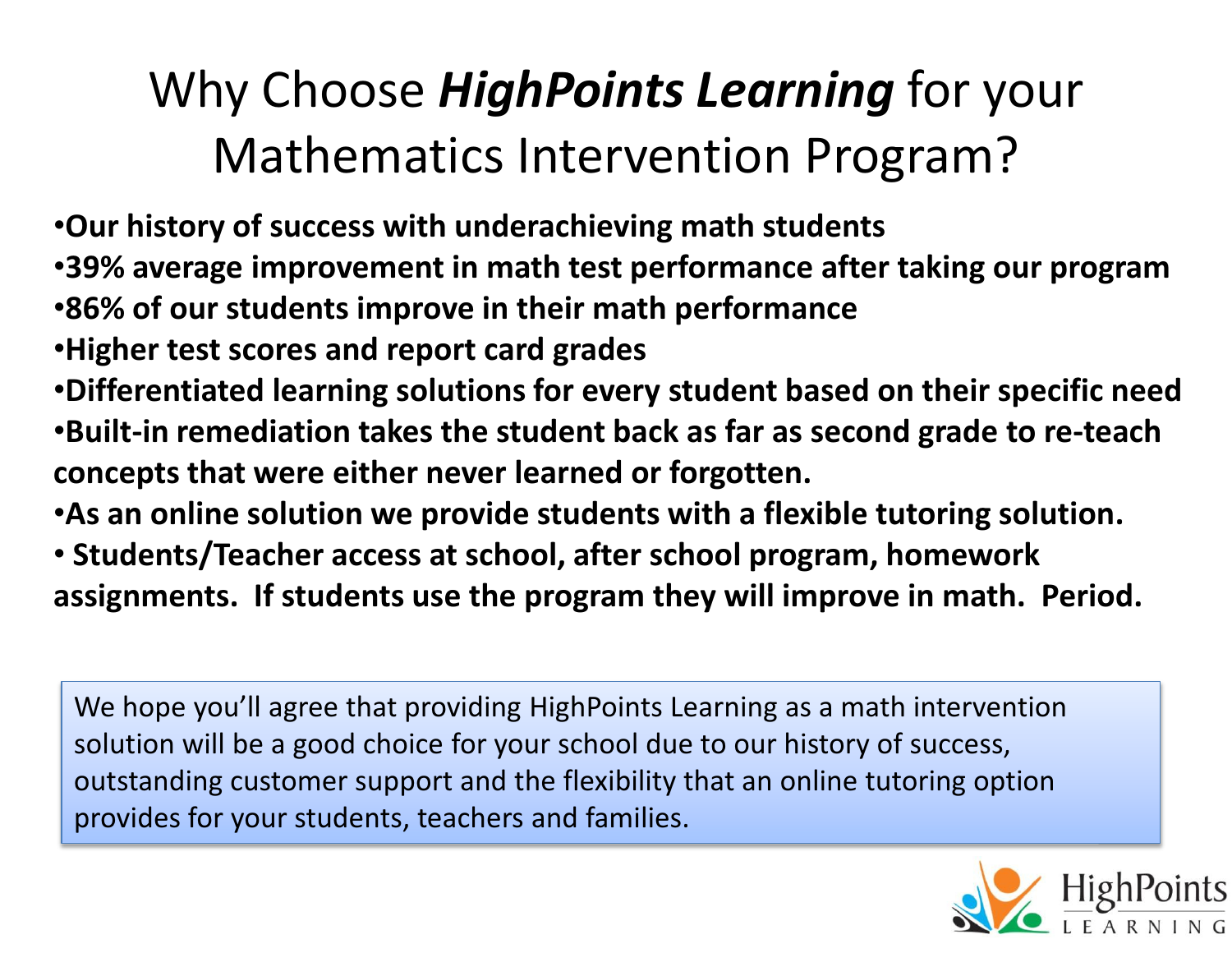# Why Choose ***HighPoints Learning*** for your Mathematics Intervention Program?

- **Our history of success with underachieving math students**
- **39% average improvement in math test performance after taking our program**
- **86% of our students improve in their math performance**
- **Higher test scores and report card grades**
- **Differentiated learning solutions for every student based on their specific need**
- **Built-in remediation takes the student back as far as second grade to re-teach concepts that were either never learned or forgotten.**
- **As an online solution we provide students with a flexible tutoring solution.**
- **Students/Teacher access at school, after school program, homework assignments. If students use the program they will improve in math. Period.**

We hope you'll agree that providing HighPoints Learning as a math intervention solution will be a good choice for your school due to our history of success, outstanding customer support and the flexibility that an online tutoring option provides for your students, teachers and families.

HighPoints LEARNING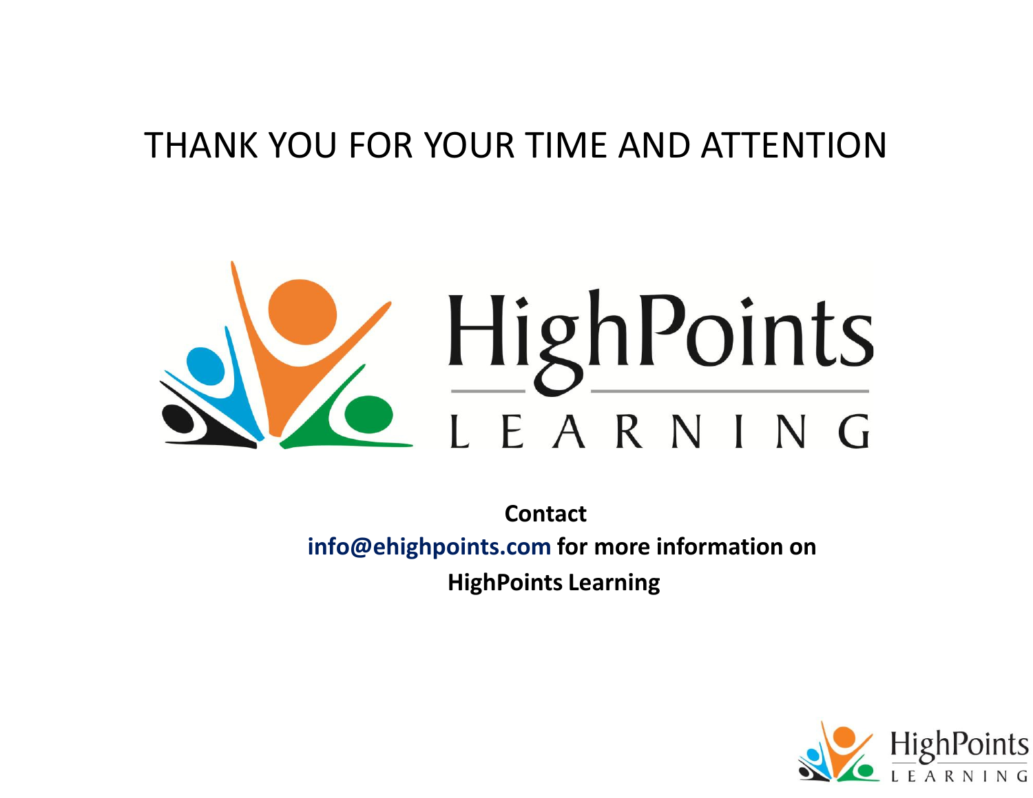# THANK YOU FOR YOUR TIME AND ATTENTION

HighPoints LEARNING

**Contact**

**info@ehighpoints.com for more information on HighPoints Learning**